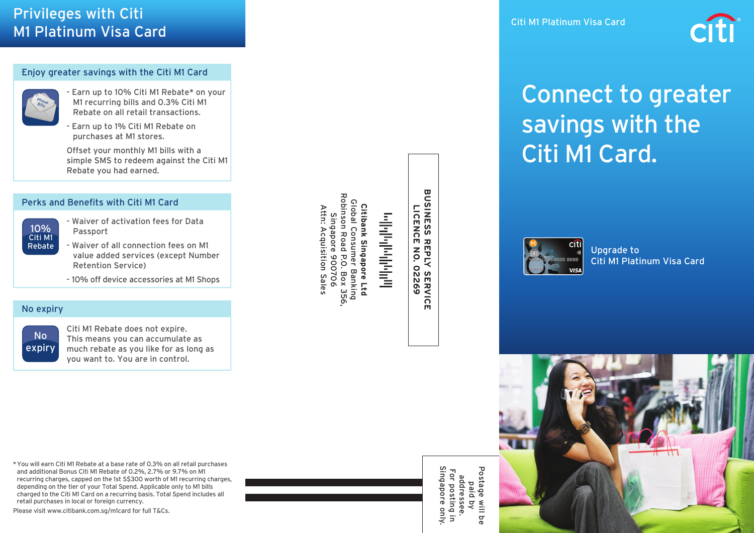# Privileges with Citi M1 Platinum Visa Card

## Enjoy greater savings with the Citi M1 Card

- Earn up to 10% Citi M1 Rebate* on your M1 recurring bills and 0.3% Citi M1 Rebate on all retail transactions.
- Earn up to 1% Citi M1 Rebate on purchases at M1 stores.

Offset your monthly M1 bills with a simple SMS to redeem against the Citi M1 Rebate you had earned.

## Perks and Benefits with Citi M1 Card

10% Citi M1 Rebate

- Waiver of activation fees for Data Passport
- Waiver of all connection fees on M1 value added services (except Number Retention Service)
- 10% off device accessories at M1 Shops

## No expiry

No expiry

Citi M1 Rebate does not expire. This means you can accumulate as much rebate as you like for as long as you want to. You are in control.

* You will earn Citi M1 Rebate at a base rate of 0.3% on all retail purchases and additional Bonus Citi M1 Rebate of 0.2%, 2.7% or 9.7% on M1 recurring charges, capped on the 1st S$300 worth of M1 recurring charges, depending on the tier of your Total Spend. Applicable only to M1 bills charged to the Citi M1 Card on a recurring basis. Total Spend includes all retail purchases in local or foreign currency.

Please visit www.citibank.com.sg/m1card for full T&Cs.

---

**BUSINESS REPLY SERVICE**
**LICENCE NO. 02269**

**Citibank Singapore Ltd**
Global Consumer Banking
Robinson Road P.O. Box 356,
Singapore 900706
Attn: Acquisition Sales

Postage will be paid by addressee.
For posting in Singapore only.

---

Citi M1 Platinum Visa Card

citi

# Connect to greater savings with the Citi M1 Card.

Upgrade to Citi M1 Platinum Visa Card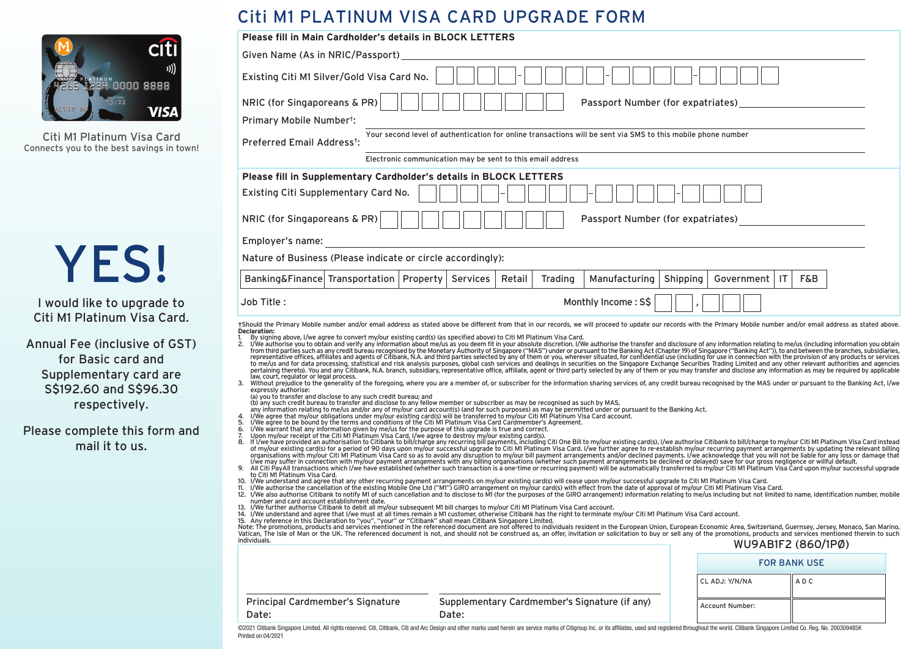Citi M1 Platinum Visa Card
Connects you to the best savings in town!

# YES!

I would like to upgrade to Citi M1 Platinum Visa Card.

Annual Fee (inclusive of GST) for Basic card and Supplementary card are S$192.60 and S$96.30 respectively.

Please complete this form and mail it to us.

# Citi M1 PLATINUM VISA CARD UPGRADE FORM

**Please fill in Main Cardholder's details in BLOCK LETTERS**

Given Name (As in NRIC/Passport) ______________________________

Existing Citi M1 Silver/Gold Visa Card No. ☐☐☐☐-☐☐☐☐-☐☐☐☐-☐☐☐☐

NRIC (for Singaporeans & PR) ☐☐☐☐☐☐☐☐☐ Passport Number (for expatriates) ______________

Primary Mobile Number†: ______________________________

Your second level of authentication for online transactions will be sent via SMS to this mobile phone number

Preferred Email Address†: ______________________________

Electronic communication may be sent to this email address

**Please fill in Supplementary Cardholder's details in BLOCK LETTERS**

Existing Citi Supplementary Card No. ☐☐☐☐-☐☐☐☐-☐☐☐☐-☐☐☐☐

NRIC (for Singaporeans & PR) ☐☐☐☐☐☐☐☐☐ Passport Number (for expatriates) ______________

Employer's name: ______________________________

Nature of Business (Please indicate or circle accordingly):

| Banking&Finance | Transportation | Property | Services | Retail | Trading | Manufacturing | Shipping | Government | IT | F&B |
|---|---|---|---|---|---|---|---|---|---|---|

Job Title : ______________ Monthly Income : S$ ☐☐,☐☐☐

†Should the Primary Mobile number and/or email address as stated above be different from that in our records, we will proceed to update our records with the Primary Mobile number and/or email address as stated above.

**Declaration:**

1. By signing above, I/we agree to convert my/our existing card(s) (as specified above) to Citi M1 Platinum Visa Card.
2. I/We authorise you to obtain and verify any information about me/us as you deem fit in your absolute discretion. I/We authorise the transfer and disclosure of any information relating to me/us (including information you obtain from third parties such as any credit bureau recognised by the Monetary Authority of Singapore ("MAS") under or pursuant to the Banking Act (Chapter 19) of Singapore ("Banking Act")), to and between the branches, subsidiaries, representative offices, affiliates and agents of Citibank, N.A. and third parties selected by any of them or you, wherever situated, for confidential use (including for use in connection with the provision of any products or services to me/us and for data processing, statistical and risk analysis purposes, global cash services and dealings in securities on the Singapore Exchange Securities Trading Limited and any other relevant authorities and agencies pertaining thereto). You and any Citibank, N.A. branch, subsidiary, representative office, affiliate, agent or third party selected by any of them or you may transfer and disclose any information as may be required by applicable law, court, regulator or legal process.
3. Without prejudice to the generality of the foregoing, where you are a member of, or subscriber for the information sharing services of, any credit bureau recognised by the MAS under or pursuant to the Banking Act, I/we expressly authorise:
   (a) you to transfer and disclose to any such credit bureau; and
   (b) any such credit bureau to transfer and disclose to any fellow member or subscriber as may be recognised as such by MAS,
   any information relating to me/us and/or any of my/our card account(s) (and for such purposes) as may be permitted under or pursuant to the Banking Act.
4. I/We agree that my/our obligations under my/our existing card(s) will be transferred to my/our Citi M1 Platinum Visa Card account.
5. I/We agree to be bound by the terms and conditions of the Citi M1 Platinum Visa Card Cardmember's Agreement.
6. I/We warrant that any information given by me/us for the purpose of this upgrade is true and correct.
7. Upon my/our receipt of the Citi M1 Platinum Visa Card, I/we agree to destroy my/our existing card(s).
8. If I/we have provided an authorisation to Citibank to bill/charge any recurring bill payments, including Citi One Bill to my/our existing card(s), I/we authorise Citibank to bill/charge to my/our Citi M1 Platinum Visa Card instead of my/our existing card(s) for a period of 90 days upon my/our successful upgrade to Citi M1 Platinum Visa Card. I/We further agree to re-establish my/our recurring payment arrangements by updating the relevant billing organisations with my/our Citi M1 Platinum Visa Card so as to avoid any disruption to my/our bill payment arrangements and/or declined payments. I/we acknowledge that you will not be liable for any loss or damage that I/we may suffer in connection with my/our payment arrangements with any billing organisations (whether such payment arrangements be declined or delayed) save for our gross negligence or willful default.
9. All Citi PayAll transactions which I/we have established (whether such transaction is a one-time or recurring payment) will be automatically transferred to my/our Citi M1 Platinum Visa Card upon my/our successful upgrade to Citi M1 Platinum Visa Card.
10. I/We understand and agree that any other recurring payment arrangements on my/our existing card(s) will cease upon my/our successful upgrade to Citi M1 Platinum Visa Card.
11. I/We authorise the cancellation of the existing Mobile One Ltd ("M1") GIRO arrangement on my/our card(s) with effect from the date of approval of my/our Citi M1 Platinum Visa Card.
12. I/We also authorise Citibank to notify M1 of such cancellation and to disclose to M1 (for the purposes of the GIRO arrangement) information relating to me/us including but not limited to name, identification number, mobile number and card account establishment date.
13. I/We further authorise Citibank to debit all my/our subsequent M1 bill charges to my/our Citi M1 Platinum Visa Card account.
14. I/We understand and agree that I/we must at all times remain a M1 customer, otherwise Citibank has the right to terminate my/our Citi M1 Platinum Visa Card account.
15. Any reference in this Declaration to "you", "your" or "Citibank" shall mean Citibank Singapore Limited.

Note: The promotions, products and services mentioned in the referenced document are not offered to individuals resident in the European Union, European Economic Area, Switzerland, Guernsey, Jersey, Monaco, San Marino, Vatican, The Isle of Man or the UK. The referenced document is not, and should not be construed as, an offer, invitation or solicitation to buy or sell any of the promotions, products and services mentioned therein to such individuals.

WU9AB1F2 (860/1PØ)

______________________________ ______________________________
Principal Cardmember's Signature Supplementary Cardmember's Signature (if any)
Date: Date:

| FOR BANK USE | |
|---|---|
| CL ADJ: Y/N/NA | A D C |
| Account Number: | |

©2021 Citibank Singapore Limited. All rights reserved. Citi, Citibank, Citi and Arc Design and other marks used herein are service marks of Citigroup Inc. or its affiliates, used and registered throughout the world. Citibank Singapore Limited Co. Reg. No. 200309485K
Printed on 04/2021